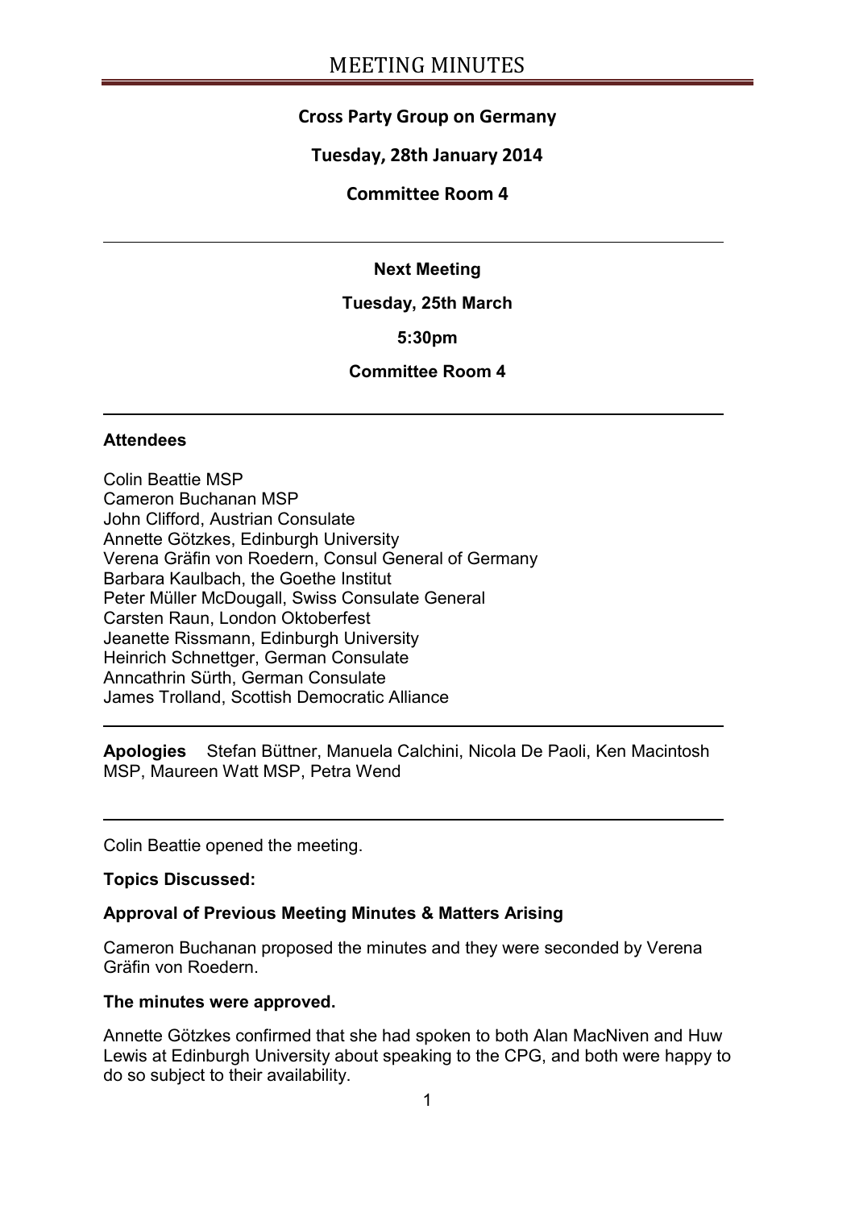# MEETING MINUTES

## Cross Party Group on Germany

**Tuesday, 28th January 2014**

**Committee Room 4**

---

**Next Meeting**

**Tuesday, 25th March**

**5:30pm**

**Committee Room 4**

---

**Attendees**

Colin Beattie MSP
Cameron Buchanan MSP
John Clifford, Austrian Consulate
Annette Götzkes, Edinburgh University
Verena Gräfin von Roedern, Consul General of Germany
Barbara Kaulbach, the Goethe Institut
Peter Müller McDougall, Swiss Consulate General
Carsten Raun, London Oktoberfest
Jeanette Rissmann, Edinburgh University
Heinrich Schnettger, German Consulate
Anncathrin Sürth, German Consulate
James Trolland, Scottish Democratic Alliance

---

**Apologies** Stefan Büttner, Manuela Calchini, Nicola De Paoli, Ken Macintosh MSP, Maureen Watt MSP, Petra Wend

---

Colin Beattie opened the meeting.

**Topics Discussed:**

**Approval of Previous Meeting Minutes & Matters Arising**

Cameron Buchanan proposed the minutes and they were seconded by Verena Gräfin von Roedern.

**The minutes were approved.**

Annette Götzkes confirmed that she had spoken to both Alan MacNiven and Huw Lewis at Edinburgh University about speaking to the CPG, and both were happy to do so subject to their availability.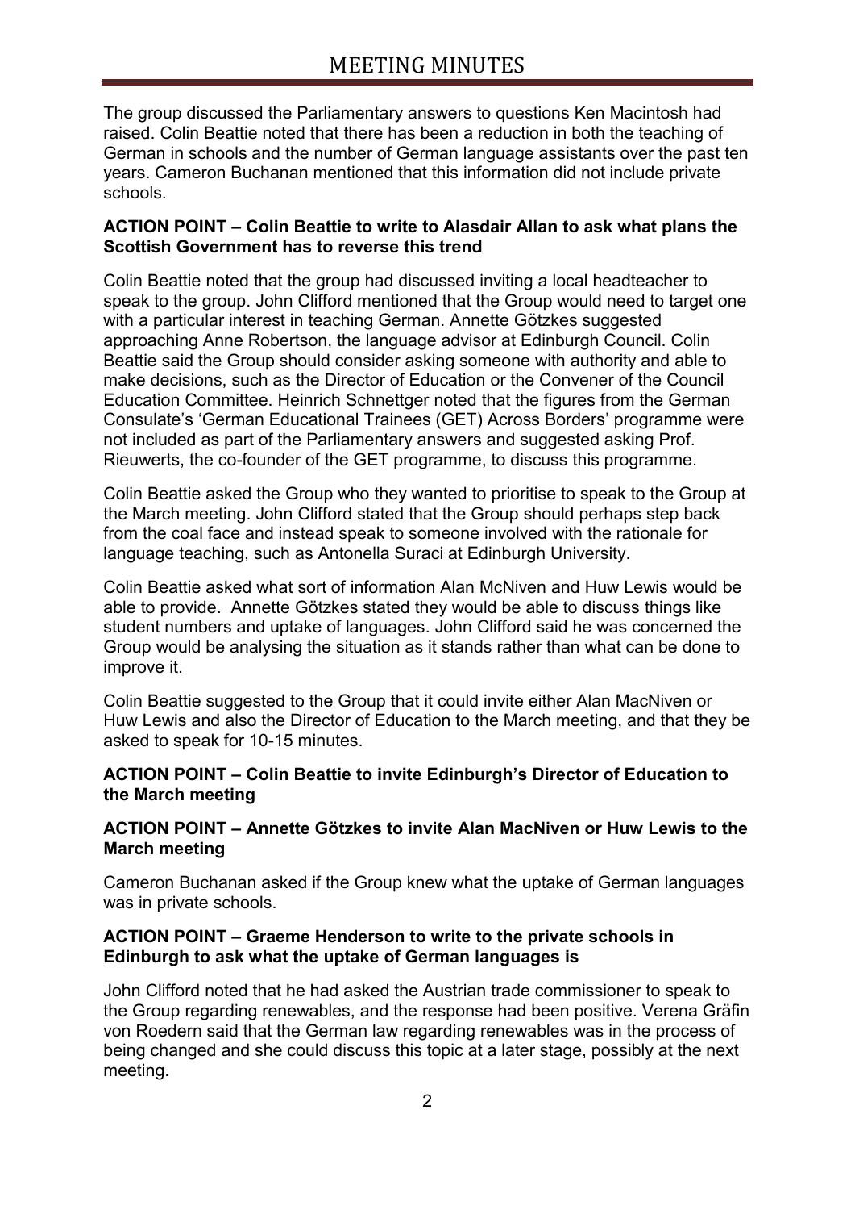The group discussed the Parliamentary answers to questions Ken Macintosh had raised. Colin Beattie noted that there has been a reduction in both the teaching of German in schools and the number of German language assistants over the past ten years. Cameron Buchanan mentioned that this information did not include private schools.

**ACTION POINT – Colin Beattie to write to Alasdair Allan to ask what plans the Scottish Government has to reverse this trend**

Colin Beattie noted that the group had discussed inviting a local headteacher to speak to the group. John Clifford mentioned that the Group would need to target one with a particular interest in teaching German. Annette Götzkes suggested approaching Anne Robertson, the language advisor at Edinburgh Council. Colin Beattie said the Group should consider asking someone with authority and able to make decisions, such as the Director of Education or the Convener of the Council Education Committee. Heinrich Schnettger noted that the figures from the German Consulate's 'German Educational Trainees (GET) Across Borders' programme were not included as part of the Parliamentary answers and suggested asking Prof. Rieuwerts, the co-founder of the GET programme, to discuss this programme.

Colin Beattie asked the Group who they wanted to prioritise to speak to the Group at the March meeting. John Clifford stated that the Group should perhaps step back from the coal face and instead speak to someone involved with the rationale for language teaching, such as Antonella Suraci at Edinburgh University.

Colin Beattie asked what sort of information Alan McNiven and Huw Lewis would be able to provide. Annette Götzkes stated they would be able to discuss things like student numbers and uptake of languages. John Clifford said he was concerned the Group would be analysing the situation as it stands rather than what can be done to improve it.

Colin Beattie suggested to the Group that it could invite either Alan MacNiven or Huw Lewis and also the Director of Education to the March meeting, and that they be asked to speak for 10-15 minutes.

**ACTION POINT – Colin Beattie to invite Edinburgh's Director of Education to the March meeting**

**ACTION POINT – Annette Götzkes to invite Alan MacNiven or Huw Lewis to the March meeting**

Cameron Buchanan asked if the Group knew what the uptake of German languages was in private schools.

**ACTION POINT – Graeme Henderson to write to the private schools in Edinburgh to ask what the uptake of German languages is**

John Clifford noted that he had asked the Austrian trade commissioner to speak to the Group regarding renewables, and the response had been positive. Verena Gräfin von Roedern said that the German law regarding renewables was in the process of being changed and she could discuss this topic at a later stage, possibly at the next meeting.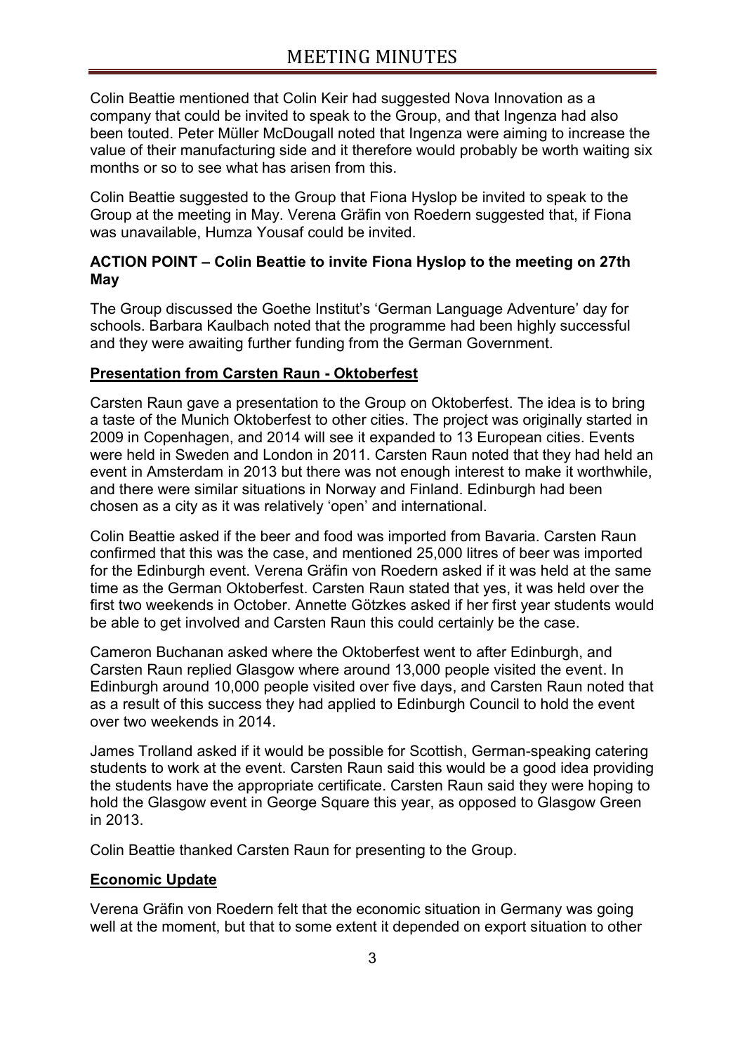Colin Beattie mentioned that Colin Keir had suggested Nova Innovation as a company that could be invited to speak to the Group, and that Ingenza had also been touted. Peter Müller McDougall noted that Ingenza were aiming to increase the value of their manufacturing side and it therefore would probably be worth waiting six months or so to see what has arisen from this.

Colin Beattie suggested to the Group that Fiona Hyslop be invited to speak to the Group at the meeting in May. Verena Gräfin von Roedern suggested that, if Fiona was unavailable, Humza Yousaf could be invited.

**ACTION POINT – Colin Beattie to invite Fiona Hyslop to the meeting on 27th May**

The Group discussed the Goethe Institut's 'German Language Adventure' day for schools. Barbara Kaulbach noted that the programme had been highly successful and they were awaiting further funding from the German Government.

**Presentation from Carsten Raun - Oktoberfest**

Carsten Raun gave a presentation to the Group on Oktoberfest. The idea is to bring a taste of the Munich Oktoberfest to other cities. The project was originally started in 2009 in Copenhagen, and 2014 will see it expanded to 13 European cities. Events were held in Sweden and London in 2011. Carsten Raun noted that they had held an event in Amsterdam in 2013 but there was not enough interest to make it worthwhile, and there were similar situations in Norway and Finland. Edinburgh had been chosen as a city as it was relatively 'open' and international.

Colin Beattie asked if the beer and food was imported from Bavaria. Carsten Raun confirmed that this was the case, and mentioned 25,000 litres of beer was imported for the Edinburgh event. Verena Gräfin von Roedern asked if it was held at the same time as the German Oktoberfest. Carsten Raun stated that yes, it was held over the first two weekends in October. Annette Götzkes asked if her first year students would be able to get involved and Carsten Raun this could certainly be the case.

Cameron Buchanan asked where the Oktoberfest went to after Edinburgh, and Carsten Raun replied Glasgow where around 13,000 people visited the event. In Edinburgh around 10,000 people visited over five days, and Carsten Raun noted that as a result of this success they had applied to Edinburgh Council to hold the event over two weekends in 2014.

James Trolland asked if it would be possible for Scottish, German-speaking catering students to work at the event. Carsten Raun said this would be a good idea providing the students have the appropriate certificate. Carsten Raun said they were hoping to hold the Glasgow event in George Square this year, as opposed to Glasgow Green in 2013.

Colin Beattie thanked Carsten Raun for presenting to the Group.

**Economic Update**

Verena Gräfin von Roedern felt that the economic situation in Germany was going well at the moment, but that to some extent it depended on export situation to other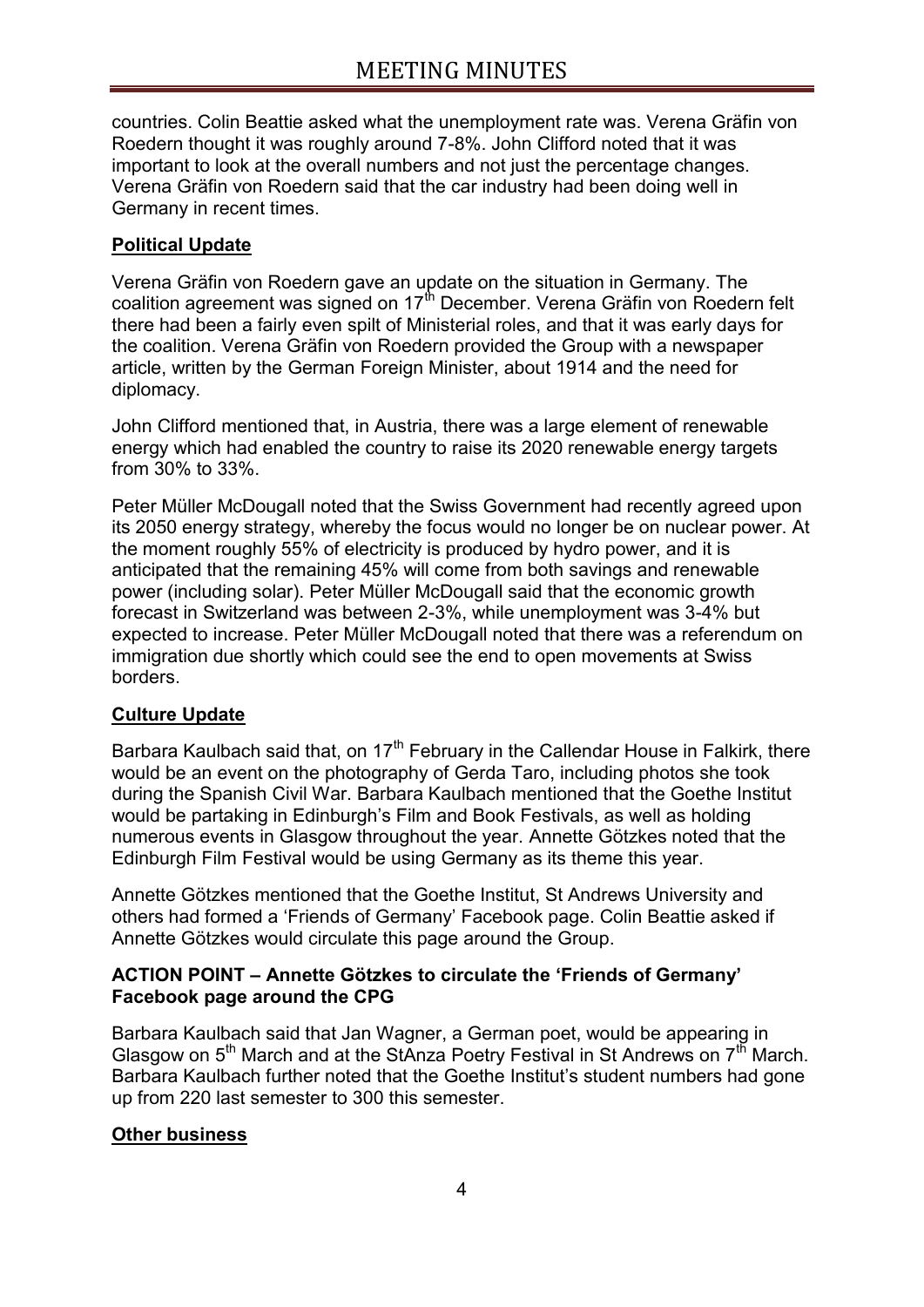countries. Colin Beattie asked what the unemployment rate was. Verena Gräfin von Roedern thought it was roughly around 7-8%. John Clifford noted that it was important to look at the overall numbers and not just the percentage changes. Verena Gräfin von Roedern said that the car industry had been doing well in Germany in recent times.

**Political Update**

Verena Gräfin von Roedern gave an update on the situation in Germany. The coalition agreement was signed on 17th December. Verena Gräfin von Roedern felt there had been a fairly even spilt of Ministerial roles, and that it was early days for the coalition. Verena Gräfin von Roedern provided the Group with a newspaper article, written by the German Foreign Minister, about 1914 and the need for diplomacy.

John Clifford mentioned that, in Austria, there was a large element of renewable energy which had enabled the country to raise its 2020 renewable energy targets from 30% to 33%.

Peter Müller McDougall noted that the Swiss Government had recently agreed upon its 2050 energy strategy, whereby the focus would no longer be on nuclear power. At the moment roughly 55% of electricity is produced by hydro power, and it is anticipated that the remaining 45% will come from both savings and renewable power (including solar). Peter Müller McDougall said that the economic growth forecast in Switzerland was between 2-3%, while unemployment was 3-4% but expected to increase. Peter Müller McDougall noted that there was a referendum on immigration due shortly which could see the end to open movements at Swiss borders.

**Culture Update**

Barbara Kaulbach said that, on 17th February in the Callendar House in Falkirk, there would be an event on the photography of Gerda Taro, including photos she took during the Spanish Civil War. Barbara Kaulbach mentioned that the Goethe Institut would be partaking in Edinburgh's Film and Book Festivals, as well as holding numerous events in Glasgow throughout the year. Annette Götzkes noted that the Edinburgh Film Festival would be using Germany as its theme this year.

Annette Götzkes mentioned that the Goethe Institut, St Andrews University and others had formed a 'Friends of Germany' Facebook page. Colin Beattie asked if Annette Götzkes would circulate this page around the Group.

**ACTION POINT – Annette Götzkes to circulate the 'Friends of Germany' Facebook page around the CPG**

Barbara Kaulbach said that Jan Wagner, a German poet, would be appearing in Glasgow on 5th March and at the StAnza Poetry Festival in St Andrews on 7th March. Barbara Kaulbach further noted that the Goethe Institut's student numbers had gone up from 220 last semester to 300 this semester.

**Other business**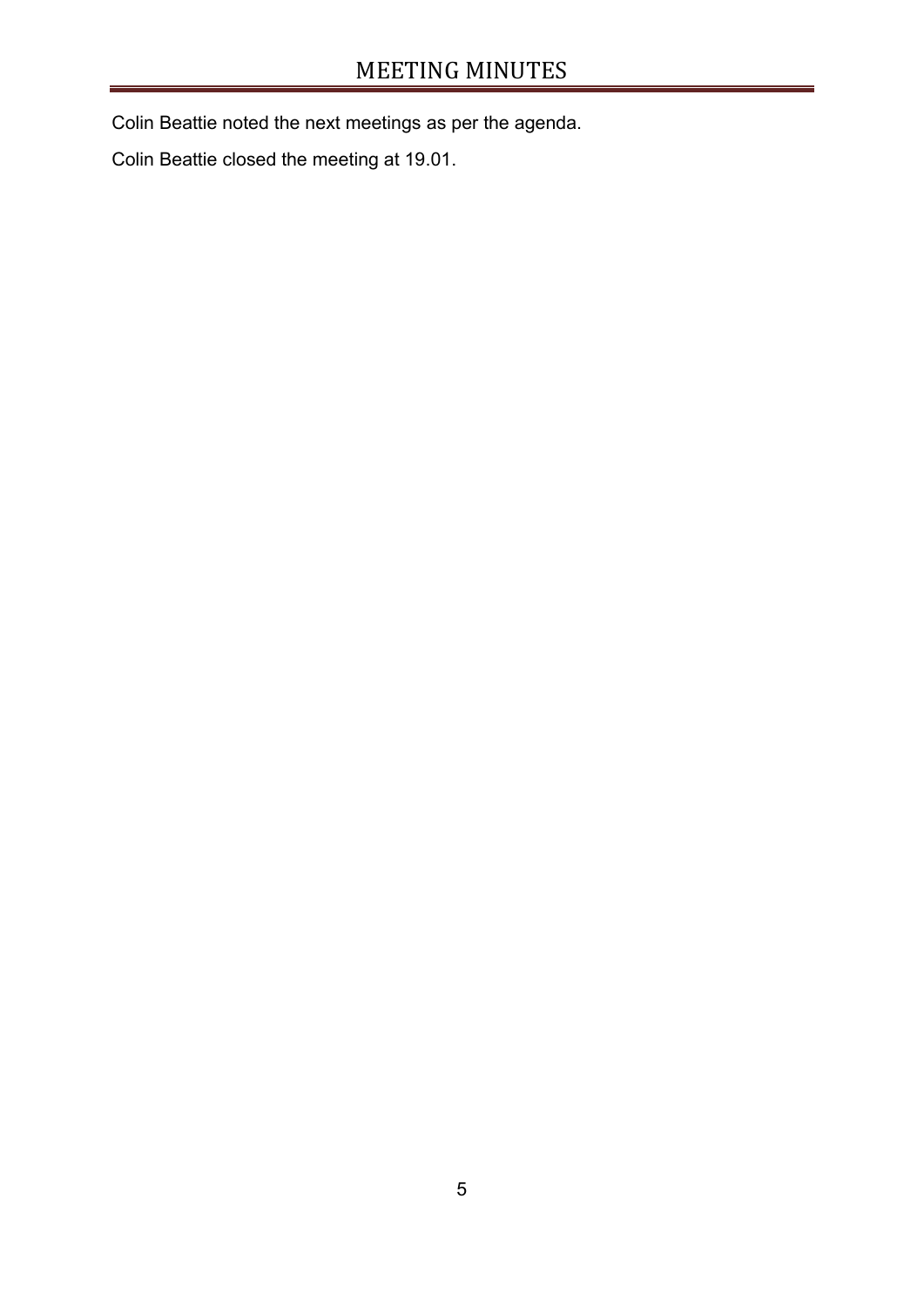Colin Beattie noted the next meetings as per the agenda.

Colin Beattie closed the meeting at 19.01.